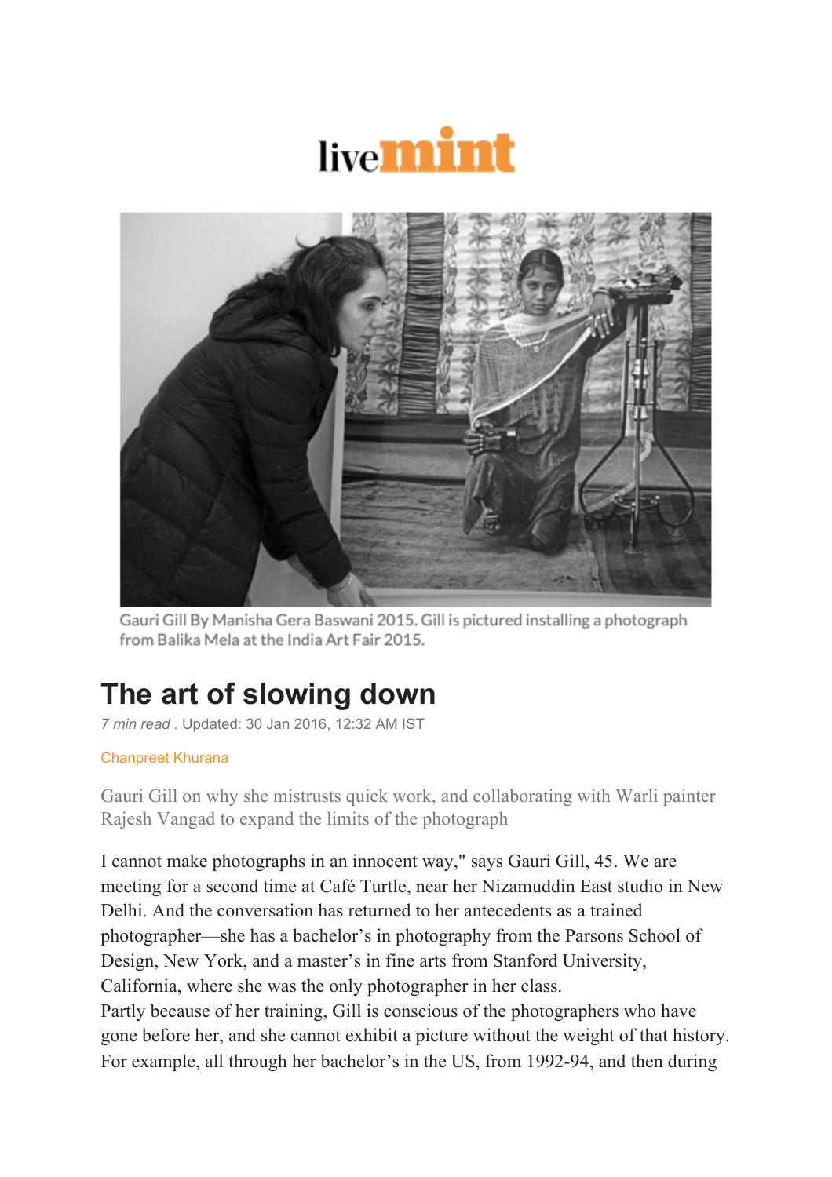livemint

Gauri Gill By Manisha Gera Baswani 2015. Gill is pictured installing a photograph from Balika Mela at the India Art Fair 2015.

# The art of slowing down

*7 min read* . Updated: 30 Jan 2016, 12:32 AM IST

Chanpreet Khurana

Gauri Gill on why she mistrusts quick work, and collaborating with Warli painter Rajesh Vangad to expand the limits of the photograph

I cannot make photographs in an innocent way," says Gauri Gill, 45. We are meeting for a second time at Café Turtle, near her Nizamuddin East studio in New Delhi. And the conversation has returned to her antecedents as a trained photographer—she has a bachelor's in photography from the Parsons School of Design, New York, and a master's in fine arts from Stanford University, California, where she was the only photographer in her class.

Partly because of her training, Gill is conscious of the photographers who have gone before her, and she cannot exhibit a picture without the weight of that history. For example, all through her bachelor's in the US, from 1992-94, and then during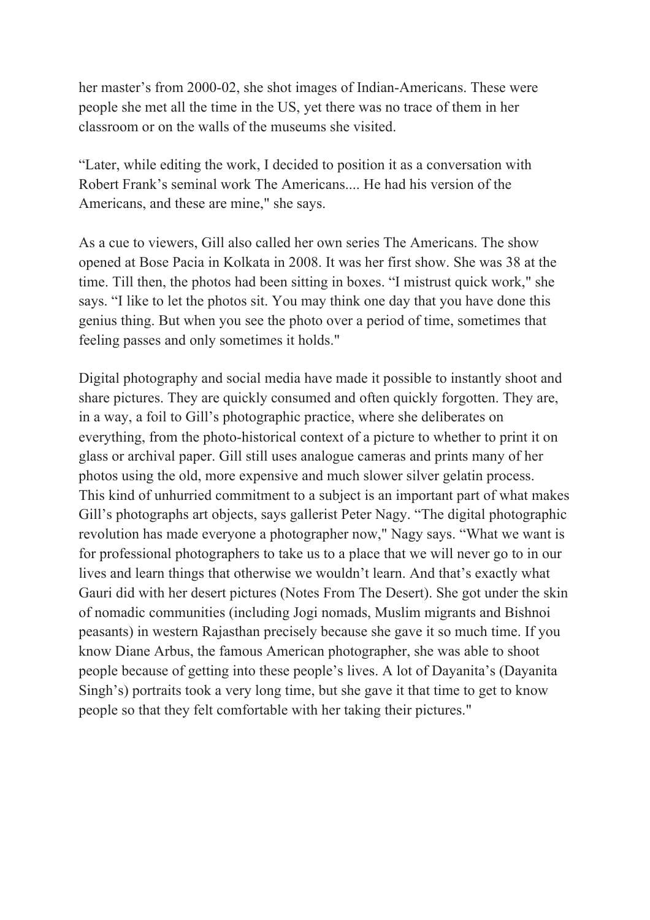her master’s from 2000-02, she shot images of Indian-Americans. These were people she met all the time in the US, yet there was no trace of them in her classroom or on the walls of the museums she visited.

“Later, while editing the work, I decided to position it as a conversation with Robert Frank’s seminal work The Americans.... He had his version of the Americans, and these are mine," she says.

As a cue to viewers, Gill also called her own series The Americans. The show opened at Bose Pacia in Kolkata in 2008. It was her first show. She was 38 at the time. Till then, the photos had been sitting in boxes. “I mistrust quick work," she says. “I like to let the photos sit. You may think one day that you have done this genius thing. But when you see the photo over a period of time, sometimes that feeling passes and only sometimes it holds."

Digital photography and social media have made it possible to instantly shoot and share pictures. They are quickly consumed and often quickly forgotten. They are, in a way, a foil to Gill’s photographic practice, where she deliberates on everything, from the photo-historical context of a picture to whether to print it on glass or archival paper. Gill still uses analogue cameras and prints many of her photos using the old, more expensive and much slower silver gelatin process. This kind of unhurried commitment to a subject is an important part of what makes Gill’s photographs art objects, says gallerist Peter Nagy. “The digital photographic revolution has made everyone a photographer now," Nagy says. “What we want is for professional photographers to take us to a place that we will never go to in our lives and learn things that otherwise we wouldn’t learn. And that’s exactly what Gauri did with her desert pictures (Notes From The Desert). She got under the skin of nomadic communities (including Jogi nomads, Muslim migrants and Bishnoi peasants) in western Rajasthan precisely because she gave it so much time. If you know Diane Arbus, the famous American photographer, she was able to shoot people because of getting into these people’s lives. A lot of Dayanita’s (Dayanita Singh’s) portraits took a very long time, but she gave it that time to get to know people so that they felt comfortable with her taking their pictures."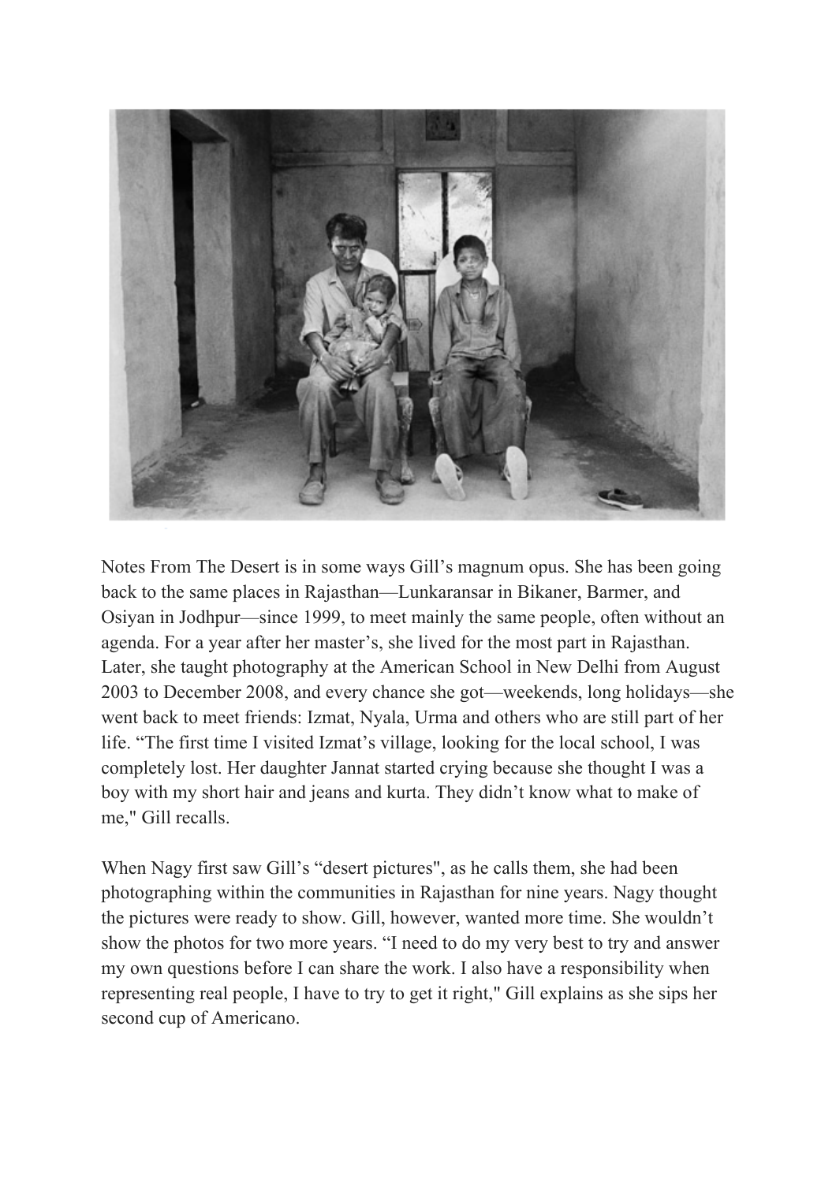Notes From The Desert is in some ways Gill's magnum opus. She has been going back to the same places in Rajasthan—Lunkaransar in Bikaner, Barmer, and Osiyan in Jodhpur—since 1999, to meet mainly the same people, often without an agenda. For a year after her master's, she lived for the most part in Rajasthan. Later, she taught photography at the American School in New Delhi from August 2003 to December 2008, and every chance she got—weekends, long holidays—she went back to meet friends: Izmat, Nyala, Urma and others who are still part of her life. "The first time I visited Izmat's village, looking for the local school, I was completely lost. Her daughter Jannat started crying because she thought I was a boy with my short hair and jeans and kurta. They didn't know what to make of me," Gill recalls.

When Nagy first saw Gill's "desert pictures", as he calls them, she had been photographing within the communities in Rajasthan for nine years. Nagy thought the pictures were ready to show. Gill, however, wanted more time. She wouldn't show the photos for two more years. "I need to do my very best to try and answer my own questions before I can share the work. I also have a responsibility when representing real people, I have to try to get it right," Gill explains as she sips her second cup of Americano.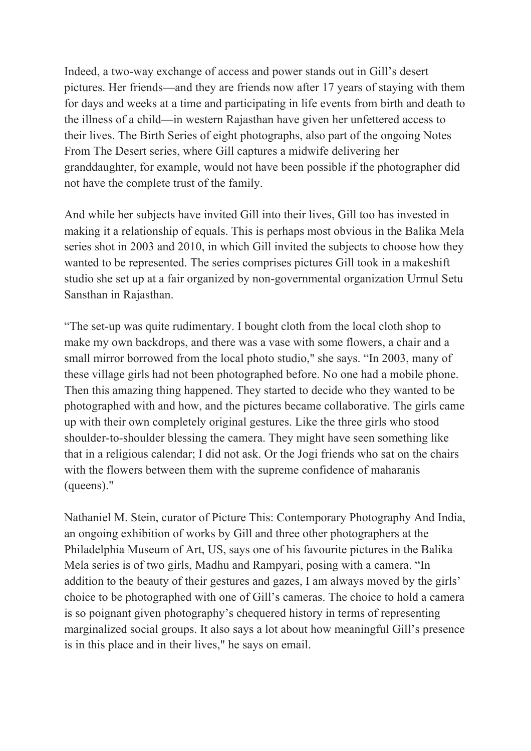Indeed, a two-way exchange of access and power stands out in Gill's desert pictures. Her friends—and they are friends now after 17 years of staying with them for days and weeks at a time and participating in life events from birth and death to the illness of a child—in western Rajasthan have given her unfettered access to their lives. The Birth Series of eight photographs, also part of the ongoing Notes From The Desert series, where Gill captures a midwife delivering her granddaughter, for example, would not have been possible if the photographer did not have the complete trust of the family.

And while her subjects have invited Gill into their lives, Gill too has invested in making it a relationship of equals. This is perhaps most obvious in the Balika Mela series shot in 2003 and 2010, in which Gill invited the subjects to choose how they wanted to be represented. The series comprises pictures Gill took in a makeshift studio she set up at a fair organized by non-governmental organization Urmul Setu Sansthan in Rajasthan.

"The set-up was quite rudimentary. I bought cloth from the local cloth shop to make my own backdrops, and there was a vase with some flowers, a chair and a small mirror borrowed from the local photo studio," she says. "In 2003, many of these village girls had not been photographed before. No one had a mobile phone. Then this amazing thing happened. They started to decide who they wanted to be photographed with and how, and the pictures became collaborative. The girls came up with their own completely original gestures. Like the three girls who stood shoulder-to-shoulder blessing the camera. They might have seen something like that in a religious calendar; I did not ask. Or the Jogi friends who sat on the chairs with the flowers between them with the supreme confidence of maharanis (queens)."

Nathaniel M. Stein, curator of Picture This: Contemporary Photography And India, an ongoing exhibition of works by Gill and three other photographers at the Philadelphia Museum of Art, US, says one of his favourite pictures in the Balika Mela series is of two girls, Madhu and Rampyari, posing with a camera. "In addition to the beauty of their gestures and gazes, I am always moved by the girls' choice to be photographed with one of Gill's cameras. The choice to hold a camera is so poignant given photography's chequered history in terms of representing marginalized social groups. It also says a lot about how meaningful Gill's presence is in this place and in their lives," he says on email.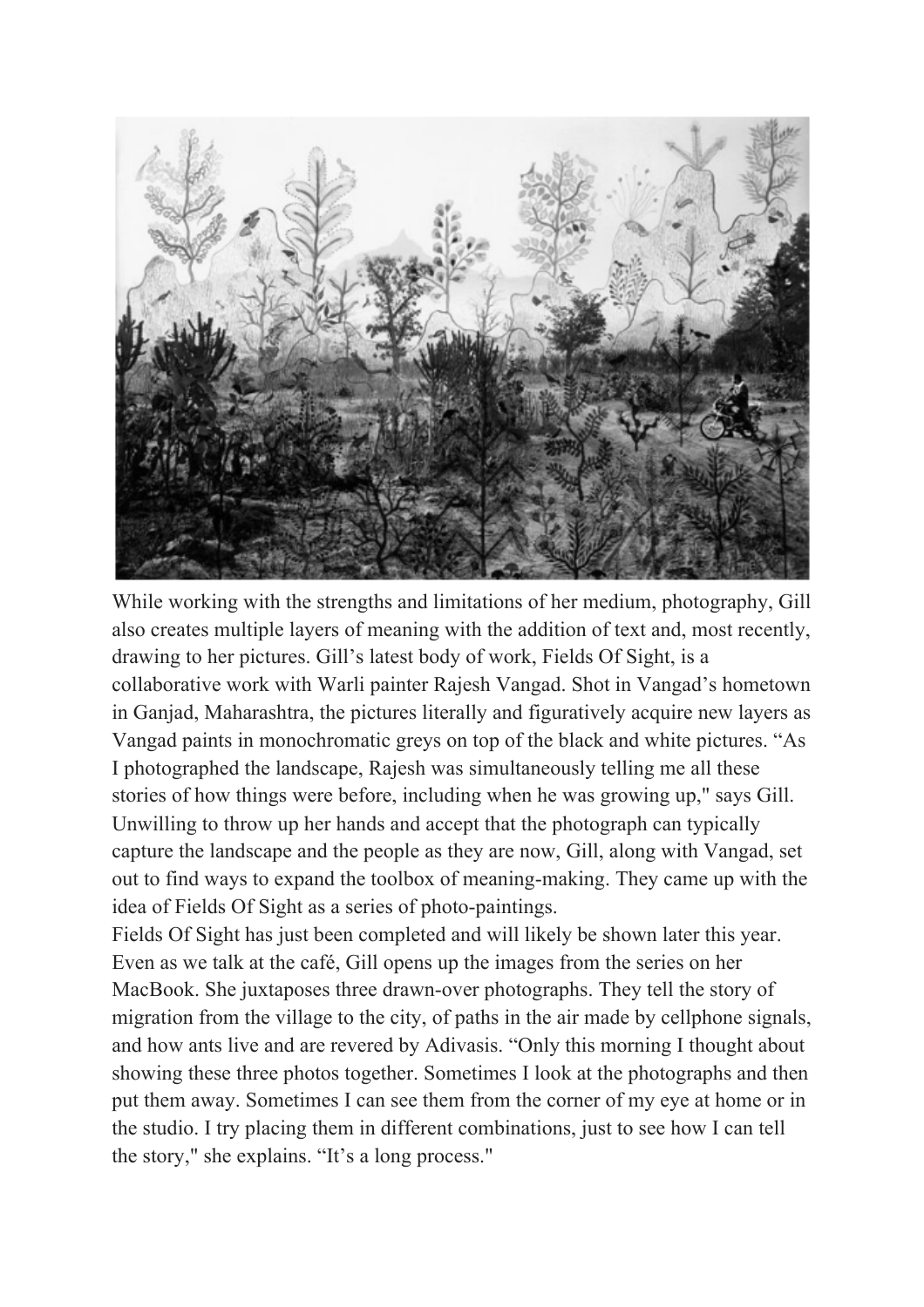While working with the strengths and limitations of her medium, photography, Gill also creates multiple layers of meaning with the addition of text and, most recently, drawing to her pictures. Gill's latest body of work, Fields Of Sight, is a collaborative work with Warli painter Rajesh Vangad. Shot in Vangad's hometown in Ganjad, Maharashtra, the pictures literally and figuratively acquire new layers as Vangad paints in monochromatic greys on top of the black and white pictures. "As I photographed the landscape, Rajesh was simultaneously telling me all these stories of how things were before, including when he was growing up," says Gill. Unwilling to throw up her hands and accept that the photograph can typically capture the landscape and the people as they are now, Gill, along with Vangad, set out to find ways to expand the toolbox of meaning-making. They came up with the idea of Fields Of Sight as a series of photo-paintings.

Fields Of Sight has just been completed and will likely be shown later this year. Even as we talk at the café, Gill opens up the images from the series on her MacBook. She juxtaposes three drawn-over photographs. They tell the story of migration from the village to the city, of paths in the air made by cellphone signals, and how ants live and are revered by Adivasis. "Only this morning I thought about showing these three photos together. Sometimes I look at the photographs and then put them away. Sometimes I can see them from the corner of my eye at home or in the studio. I try placing them in different combinations, just to see how I can tell the story," she explains. "It's a long process."